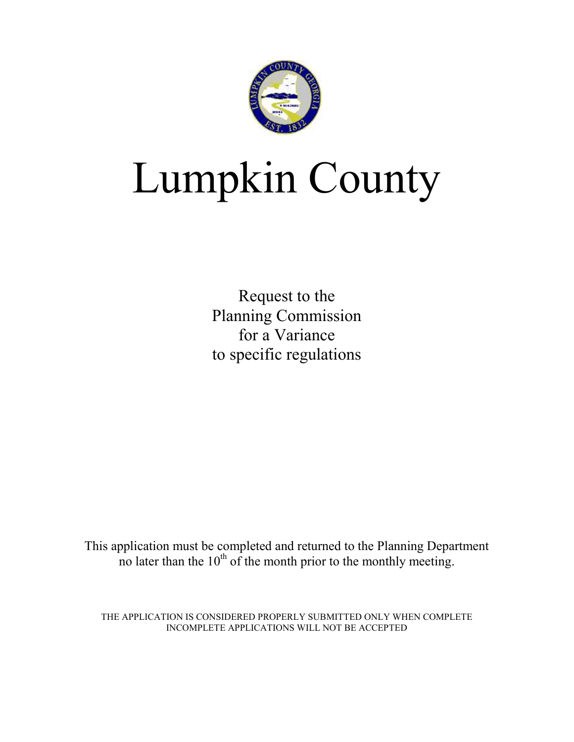# Lumpkin County

Request to the
Planning Commission
for a Variance
to specific regulations

This application must be completed and returned to the Planning Department no later than the 10th of the month prior to the monthly meeting.

THE APPLICATION IS CONSIDERED PROPERLY SUBMITTED ONLY WHEN COMPLETE
INCOMPLETE APPLICATIONS WILL NOT BE ACCEPTED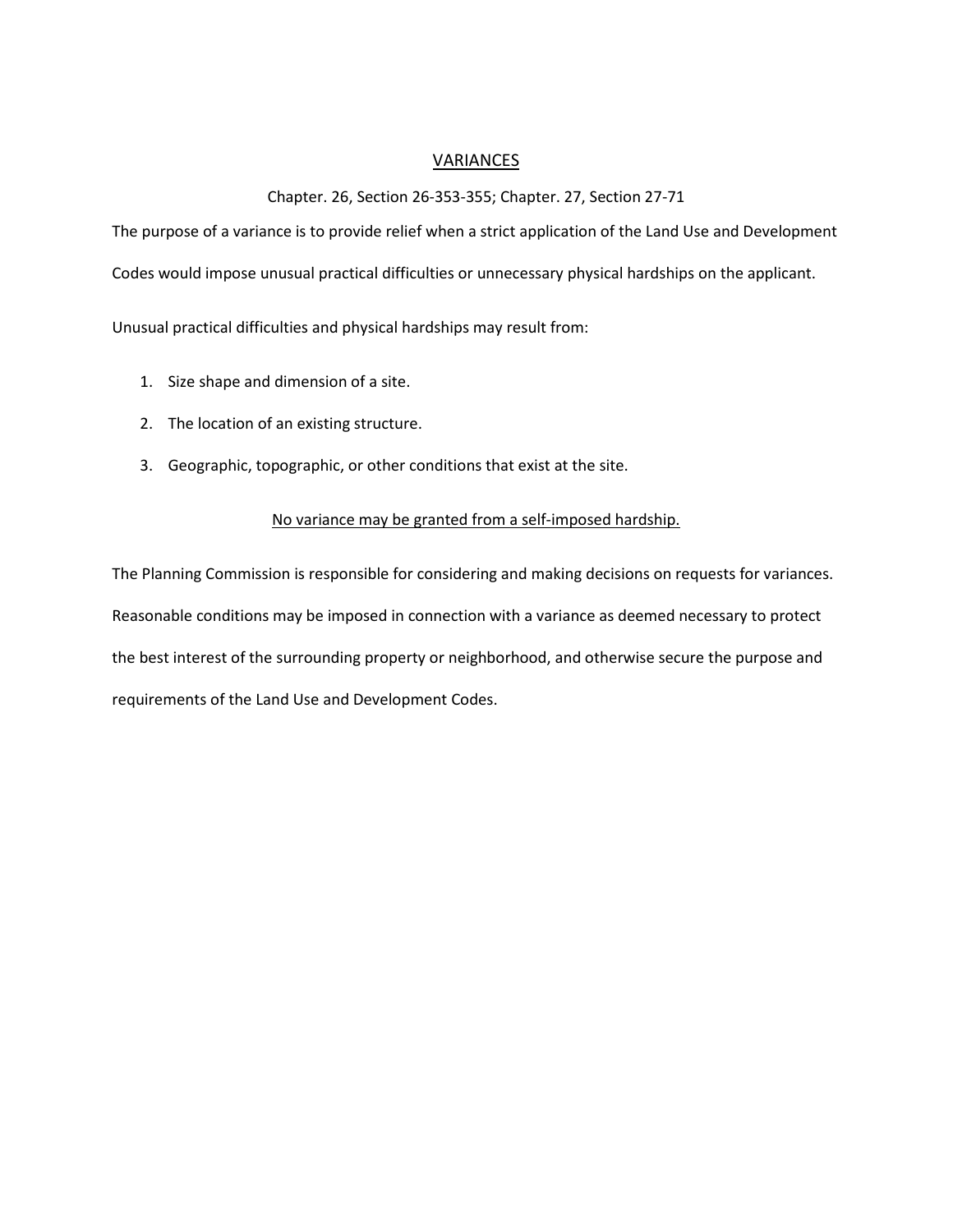# VARIANCES

Chapter. 26, Section 26-353-355; Chapter. 27, Section 27-71

The purpose of a variance is to provide relief when a strict application of the Land Use and Development Codes would impose unusual practical difficulties or unnecessary physical hardships on the applicant.

Unusual practical difficulties and physical hardships may result from:

1. Size shape and dimension of a site.
2. The location of an existing structure.
3. Geographic, topographic, or other conditions that exist at the site.

No variance may be granted from a self-imposed hardship.

The Planning Commission is responsible for considering and making decisions on requests for variances. Reasonable conditions may be imposed in connection with a variance as deemed necessary to protect the best interest of the surrounding property or neighborhood, and otherwise secure the purpose and requirements of the Land Use and Development Codes.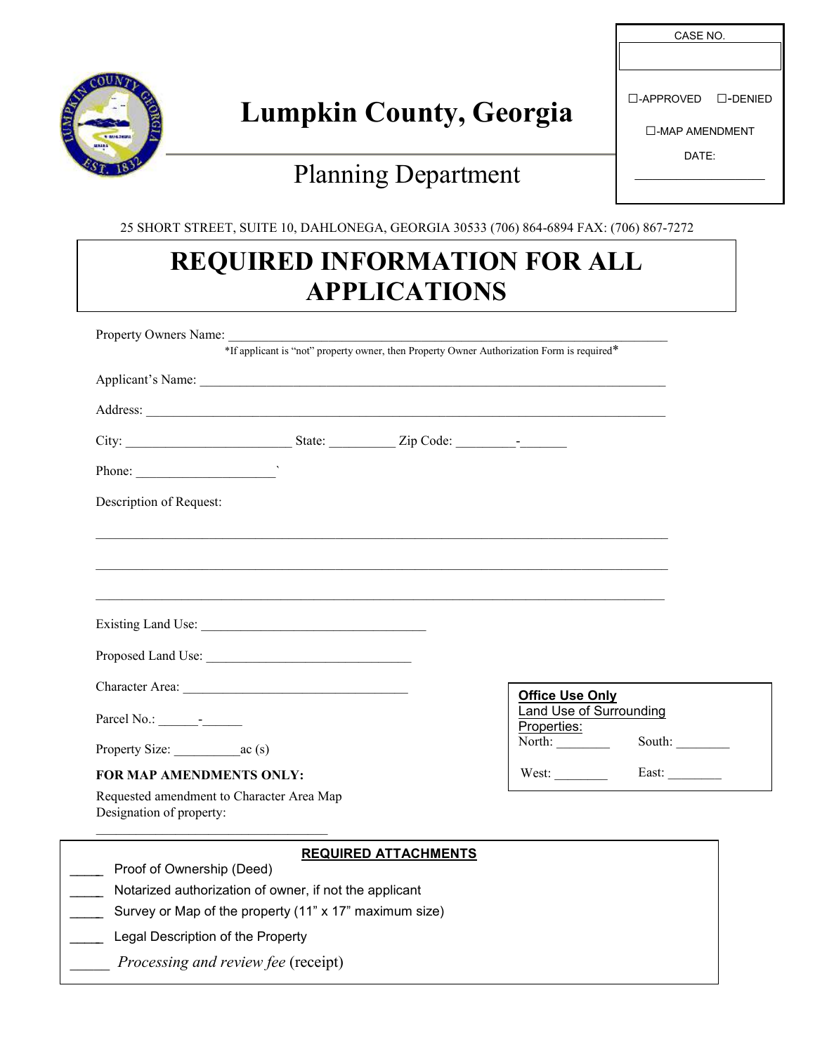CASE NO.

☐-APPROVED ☐-DENIED

☐-MAP AMENDMENT

DATE: ____________________

# Lumpkin County, Georgia

## Planning Department

25 SHORT STREET, SUITE 10, DAHLONEGA, GEORGIA 30533 (706) 864-6894 FAX: (706) 867-7272

# REQUIRED INFORMATION FOR ALL APPLICATIONS

Property Owners Name: ____________________________________________________________________

*If applicant is "not" property owner, then Property Owner Authorization Form is required*

Applicant's Name: ____________________________________________________________________

Address: ____________________________________________________________________

City: ________________________ State: __________ Zip Code: _________-_______

Phone: ____________________`

Description of Request:

____________________________________________________________________

____________________________________________________________________

____________________________________________________________________

Existing Land Use: ________________________________

Proposed Land Use: ______________________________

Character Area: ________________________________

Parcel No.: ______-______

Property Size: __________ac (s)

**FOR MAP AMENDMENTS ONLY:**

Requested amendment to Character Area Map Designation of property:

_________________________________

**Office Use Only**
Land Use of Surrounding Properties:

North: ________ South: ________

West: ________ East: ________

**REQUIRED ATTACHMENTS**

____ Proof of Ownership (Deed)

____ Notarized authorization of owner, if not the applicant

____ Survey or Map of the property (11" x 17" maximum size)

____ Legal Description of the Property

_____ *Processing and review fee* (receipt)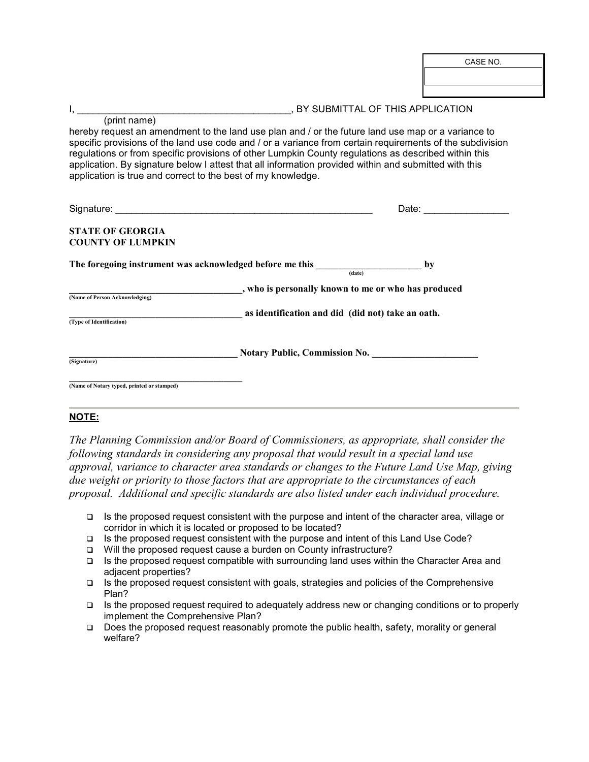| CASE NO. |
| --- |
| |

I, ________________________________________, BY SUBMITTAL OF THIS APPLICATION
(print name)
hereby request an amendment to the land use plan and / or the future land use map or a variance to specific provisions of the land use code and / or a variance from certain requirements of the subdivision regulations or from specific provisions of other Lumpkin County regulations as described within this application. By signature below I attest that all information provided within and submitted with this application is true and correct to the best of my knowledge.

Signature: __________________________________________________ Date: ________________

**STATE OF GEORGIA**
**COUNTY OF LUMPKIN**

**The foregoing instrument was acknowledged before me this _____________________ by**
(date)

**____________________________________, who is personally known to me or who has produced**
(Name of Person Acknowledging)

**____________________________________ as identification and did (did not) take an oath.**
(Type of Identification)

**__________________________________ Notary Public, Commission No. _____________________**
(Signature)

**____________________________________**
(Name of Notary typed, printed or stamped)

---

**NOTE:**

*The Planning Commission and/or Board of Commissioners, as appropriate, shall consider the following standards in considering any proposal that would result in a special land use approval, variance to character area standards or changes to the Future Land Use Map, giving due weight or priority to those factors that are appropriate to the circumstances of each proposal. Additional and specific standards are also listed under each individual procedure.*

- ❑ Is the proposed request consistent with the purpose and intent of the character area, village or corridor in which it is located or proposed to be located?
- ❑ Is the proposed request consistent with the purpose and intent of this Land Use Code?
- ❑ Will the proposed request cause a burden on County infrastructure?
- ❑ Is the proposed request compatible with surrounding land uses within the Character Area and adjacent properties?
- ❑ Is the proposed request consistent with goals, strategies and policies of the Comprehensive Plan?
- ❑ Is the proposed request required to adequately address new or changing conditions or to properly implement the Comprehensive Plan?
- ❑ Does the proposed request reasonably promote the public health, safety, morality or general welfare?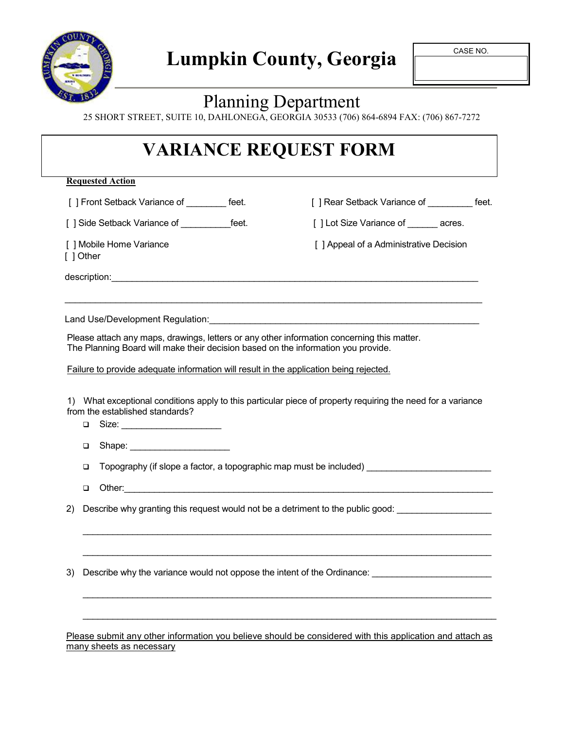# Lumpkin County, Georgia

CASE NO.

## Planning Department

25 SHORT STREET, SUITE 10, DAHLONEGA, GEORGIA 30533 (706) 864-6894 FAX: (706) 867-7272

# VARIANCE REQUEST FORM

**Requested Action**

[ ] Front Setback Variance of ________ feet. [ ] Rear Setback Variance of _________ feet.

[ ] Side Setback Variance of __________feet. [ ] Lot Size Variance of ______ acres.

[ ] Mobile Home Variance [ ] Appeal of a Administrative Decision

[ ] Other

description:_____________________________________________________________________________

_______________________________________________________________________________________

Land Use/Development Regulation:________________________________________________________

Please attach any maps, drawings, letters or any other information concerning this matter.
The Planning Board will make their decision based on the information you provide.

Failure to provide adequate information will result in the application being rejected.

1) What exceptional conditions apply to this particular piece of property requiring the need for a variance from the established standards?

- Size: ____________________
- Shape: ____________________
- Topography (if slope a factor, a topographic map must be included) _________________________
- Other:_______________________________________________________________________________

2) Describe why granting this request would not be a detriment to the public good: ___________________

_______________________________________________________________________________________

_______________________________________________________________________________________

3) Describe why the variance would not oppose the intent of the Ordinance: ________________________

_______________________________________________________________________________________

_______________________________________________________________________________________

Please submit any other information you believe should be considered with this application and attach as many sheets as necessary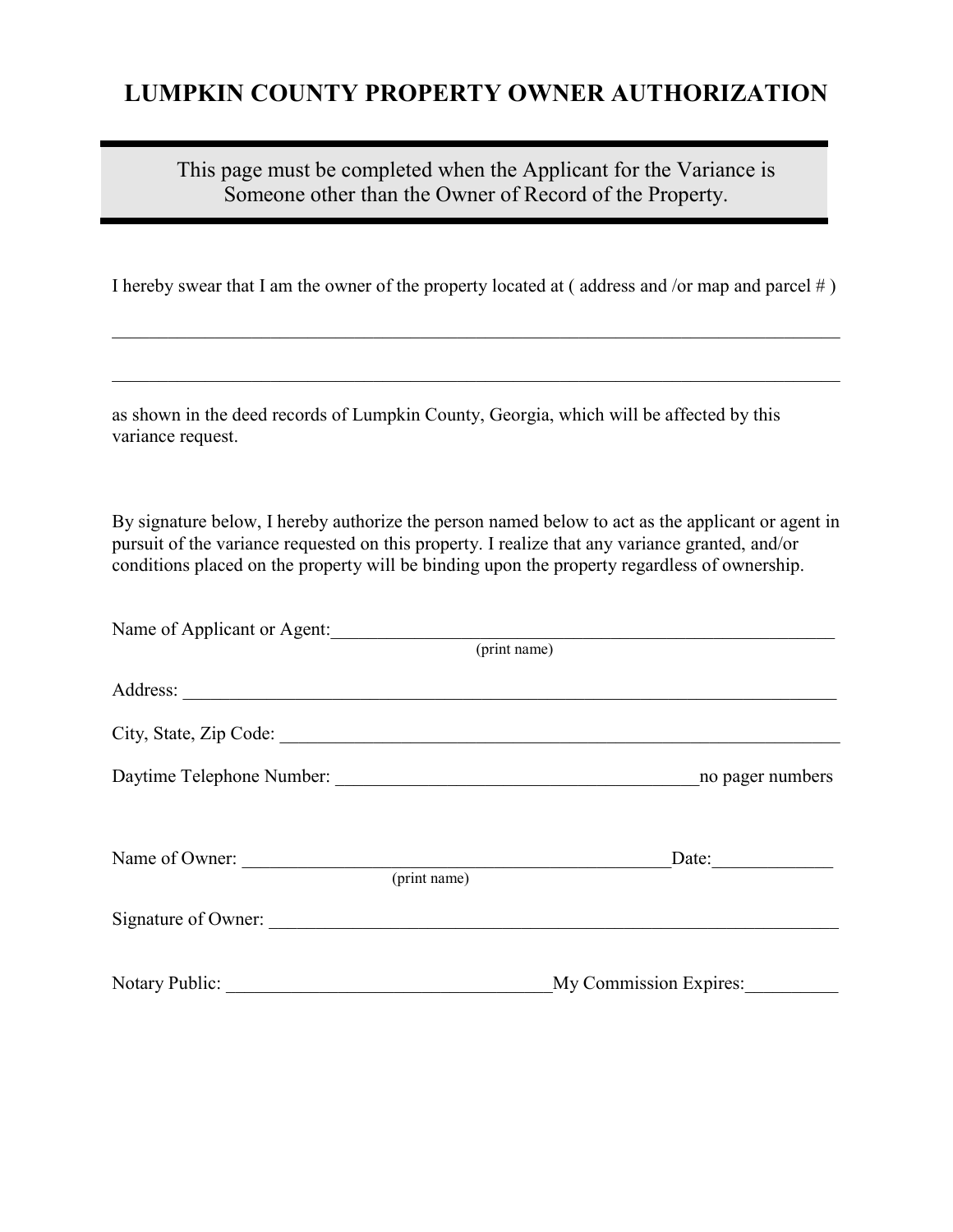# LUMPKIN COUNTY PROPERTY OWNER AUTHORIZATION

> This page must be completed when the Applicant for the Variance is Someone other than the Owner of Record of the Property.

I hereby swear that I am the owner of the property located at ( address and /or map and parcel # )

\_\_\_\_\_\_\_\_\_\_\_\_\_\_\_\_\_\_\_\_\_\_\_\_\_\_\_\_\_\_\_\_\_\_\_\_\_\_\_\_\_\_\_\_\_\_\_\_\_\_\_\_\_\_\_\_\_\_\_\_\_\_\_\_\_\_\_\_\_\_\_\_\_\_\_\_\_\_

\_\_\_\_\_\_\_\_\_\_\_\_\_\_\_\_\_\_\_\_\_\_\_\_\_\_\_\_\_\_\_\_\_\_\_\_\_\_\_\_\_\_\_\_\_\_\_\_\_\_\_\_\_\_\_\_\_\_\_\_\_\_\_\_\_\_\_\_\_\_\_\_\_\_\_\_\_\_

as shown in the deed records of Lumpkin County, Georgia, which will be affected by this variance request.

By signature below, I hereby authorize the person named below to act as the applicant or agent in pursuit of the variance requested on this property. I realize that any variance granted, and/or conditions placed on the property will be binding upon the property regardless of ownership.

Name of Applicant or Agent:\_\_\_\_\_\_\_\_\_\_\_\_\_\_\_\_\_\_\_\_\_\_\_\_\_\_\_\_\_\_\_\_\_\_\_\_\_\_\_\_\_\_\_\_\_\_\_\_\_\_\_\_\_\_
(print name)

Address: \_\_\_\_\_\_\_\_\_\_\_\_\_\_\_\_\_\_\_\_\_\_\_\_\_\_\_\_\_\_\_\_\_\_\_\_\_\_\_\_\_\_\_\_\_\_\_\_\_\_\_\_\_\_\_\_\_\_\_\_\_\_\_\_\_\_\_\_\_\_

City, State, Zip Code: \_\_\_\_\_\_\_\_\_\_\_\_\_\_\_\_\_\_\_\_\_\_\_\_\_\_\_\_\_\_\_\_\_\_\_\_\_\_\_\_\_\_\_\_\_\_\_\_\_\_\_\_\_\_\_\_\_\_\_\_

Daytime Telephone Number: \_\_\_\_\_\_\_\_\_\_\_\_\_\_\_\_\_\_\_\_\_\_\_\_\_\_\_\_\_\_\_\_\_\_\_\_\_\_\_no pager numbers

Name of Owner: \_\_\_\_\_\_\_\_\_\_\_\_\_\_\_\_\_\_\_\_\_\_\_\_\_\_\_\_\_\_\_\_\_\_\_\_\_\_\_\_\_\_\_\_\_\_Date:\_\_\_\_\_\_\_\_\_\_\_\_
(print name)

Signature of Owner: \_\_\_\_\_\_\_\_\_\_\_\_\_\_\_\_\_\_\_\_\_\_\_\_\_\_\_\_\_\_\_\_\_\_\_\_\_\_\_\_\_\_\_\_\_\_\_\_\_\_\_\_\_\_\_\_\_\_\_\_

Notary Public: \_\_\_\_\_\_\_\_\_\_\_\_\_\_\_\_\_\_\_\_\_\_\_\_\_\_\_\_\_\_\_\_\_\_My Commission Expires:\_\_\_\_\_\_\_\_\_\_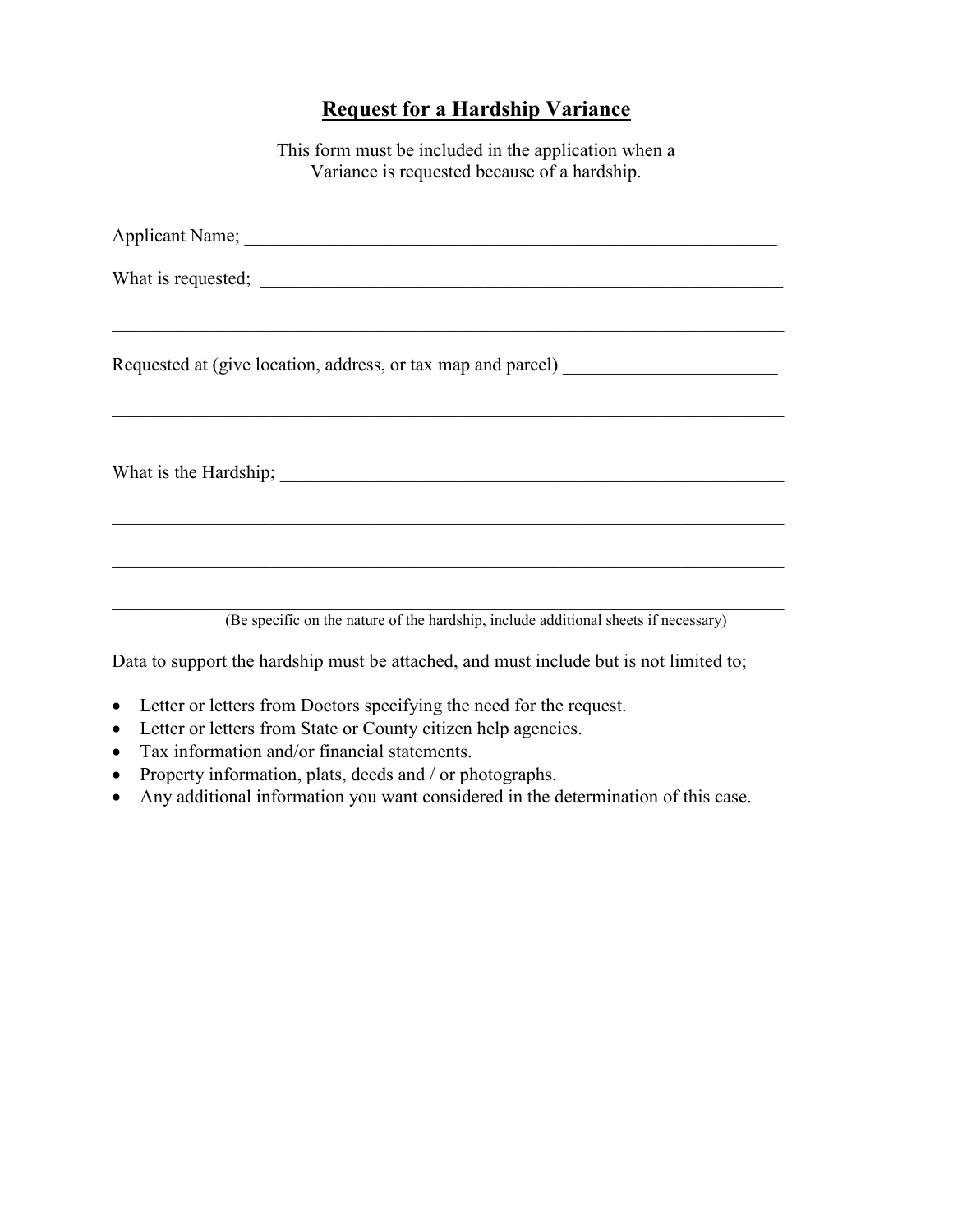# Request for a Hardship Variance

This form must be included in the application when a
Variance is requested because of a hardship.

Applicant Name; ____________________________________________________________

What is requested; __________________________________________________________

_____________________________________________________________________________

Requested at (give location, address, or tax map and parcel) ______________________

_____________________________________________________________________________

What is the Hardship; _______________________________________________________

_____________________________________________________________________________

_____________________________________________________________________________

_____________________________________________________________________________

(Be specific on the nature of the hardship, include additional sheets if necessary)

Data to support the hardship must be attached, and must include but is not limited to;

- Letter or letters from Doctors specifying the need for the request.
- Letter or letters from State or County citizen help agencies.
- Tax information and/or financial statements.
- Property information, plats, deeds and / or photographs.
- Any additional information you want considered in the determination of this case.